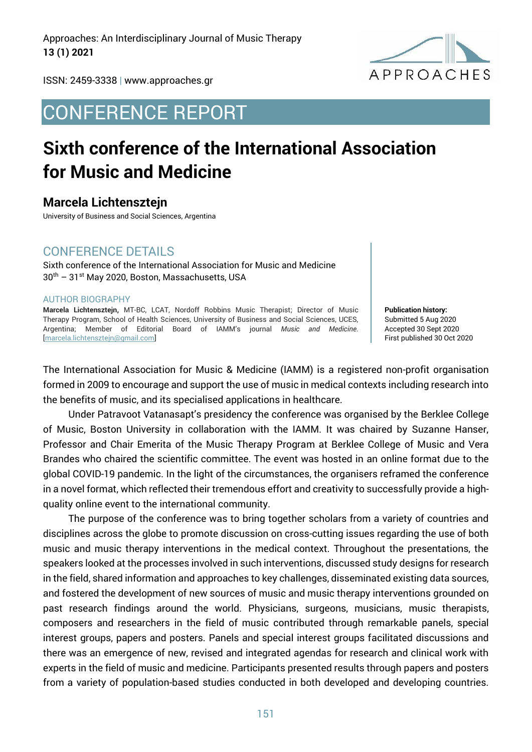Approaches: An Interdisciplinary Journal of Music Therapy
**13 (1) 2021**

ISSN: 2459-3338 | www.approaches.gr

## CONFERENCE REPORT

# Sixth conference of the International Association for Music and Medicine

## Marcela Lichtensztejn

University of Business and Social Sciences, Argentina

### CONFERENCE DETAILS

Sixth conference of the International Association for Music and Medicine
30th – 31st May 2020, Boston, Massachusetts, USA

### AUTHOR BIOGRAPHY

**Marcela Lichtensztejn,** MT-BC, LCAT, Nordoff Robbins Music Therapist; Director of Music Therapy Program, School of Health Sciences, University of Business and Social Sciences, UCES, Argentina; Member of Editorial Board of IAMM's journal *Music and Medicine.* [marcela.lichtensztejn@gmail.com]

**Publication history:**
Submitted 5 Aug 2020
Accepted 30 Sept 2020
First published 30 Oct 2020

The International Association for Music & Medicine (IAMM) is a registered non-profit organisation formed in 2009 to encourage and support the use of music in medical contexts including research into the benefits of music, and its specialised applications in healthcare.

Under Patravoot Vatanasapt's presidency the conference was organised by the Berklee College of Music, Boston University in collaboration with the IAMM. It was chaired by Suzanne Hanser, Professor and Chair Emerita of the Music Therapy Program at Berklee College of Music and Vera Brandes who chaired the scientific committee. The event was hosted in an online format due to the global COVID-19 pandemic. In the light of the circumstances, the organisers reframed the conference in a novel format, which reflected their tremendous effort and creativity to successfully provide a high-quality online event to the international community.

The purpose of the conference was to bring together scholars from a variety of countries and disciplines across the globe to promote discussion on cross-cutting issues regarding the use of both music and music therapy interventions in the medical context. Throughout the presentations, the speakers looked at the processes involved in such interventions, discussed study designs for research in the field, shared information and approaches to key challenges, disseminated existing data sources, and fostered the development of new sources of music and music therapy interventions grounded on past research findings around the world. Physicians, surgeons, musicians, music therapists, composers and researchers in the field of music contributed through remarkable panels, special interest groups, papers and posters. Panels and special interest groups facilitated discussions and there was an emergence of new, revised and integrated agendas for research and clinical work with experts in the field of music and medicine. Participants presented results through papers and posters from a variety of population-based studies conducted in both developed and developing countries.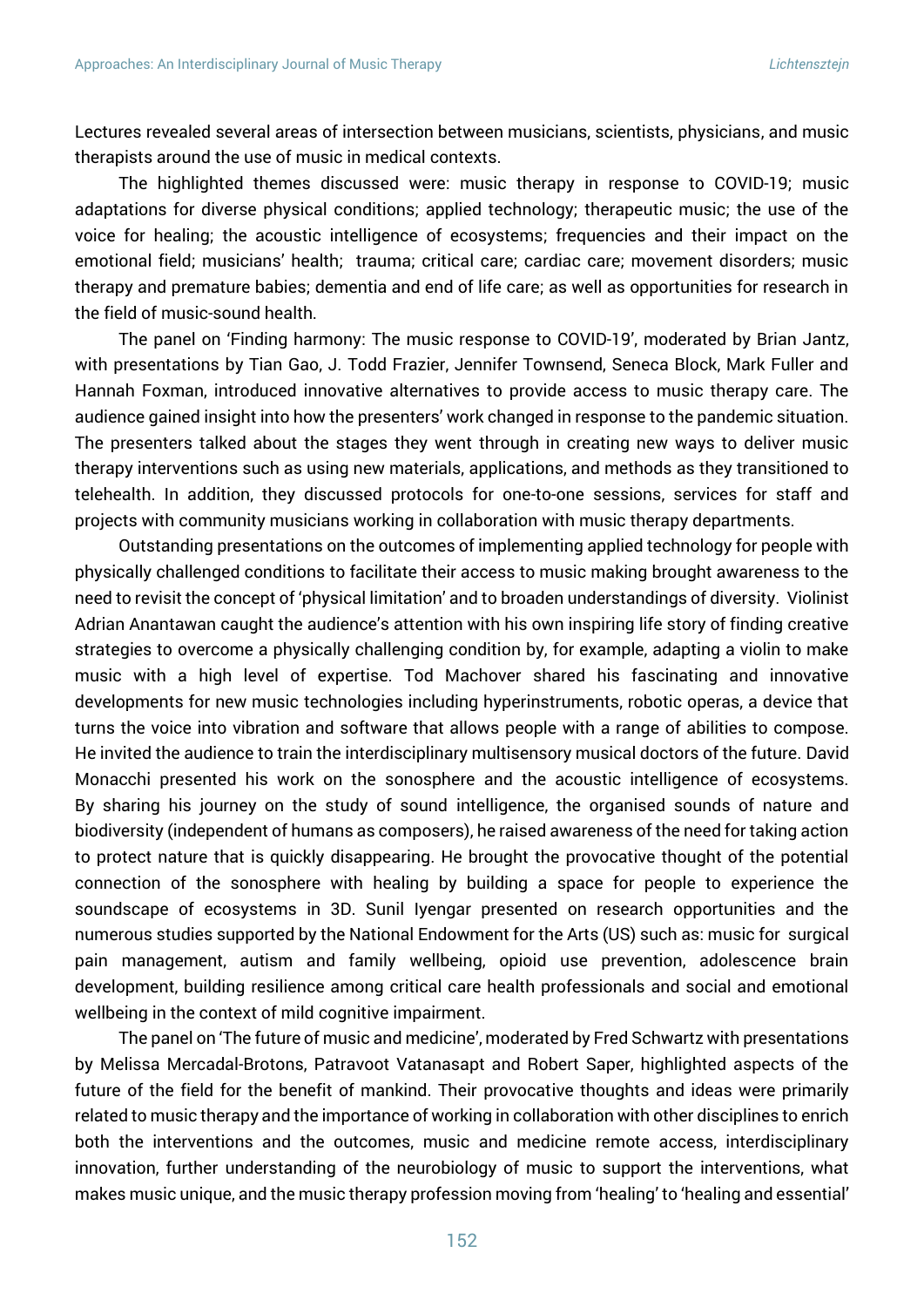Lectures revealed several areas of intersection between musicians, scientists, physicians, and music therapists around the use of music in medical contexts.

The highlighted themes discussed were: music therapy in response to COVID-19; music adaptations for diverse physical conditions; applied technology; therapeutic music; the use of the voice for healing; the acoustic intelligence of ecosystems; frequencies and their impact on the emotional field; musicians' health; trauma; critical care; cardiac care; movement disorders; music therapy and premature babies; dementia and end of life care; as well as opportunities for research in the field of music-sound health.

The panel on 'Finding harmony: The music response to COVID-19', moderated by Brian Jantz, with presentations by Tian Gao, J. Todd Frazier, Jennifer Townsend, Seneca Block, Mark Fuller and Hannah Foxman, introduced innovative alternatives to provide access to music therapy care. The audience gained insight into how the presenters' work changed in response to the pandemic situation. The presenters talked about the stages they went through in creating new ways to deliver music therapy interventions such as using new materials, applications, and methods as they transitioned to telehealth. In addition, they discussed protocols for one-to-one sessions, services for staff and projects with community musicians working in collaboration with music therapy departments.

Outstanding presentations on the outcomes of implementing applied technology for people with physically challenged conditions to facilitate their access to music making brought awareness to the need to revisit the concept of 'physical limitation' and to broaden understandings of diversity. Violinist Adrian Anantawan caught the audience's attention with his own inspiring life story of finding creative strategies to overcome a physically challenging condition by, for example, adapting a violin to make music with a high level of expertise. Tod Machover shared his fascinating and innovative developments for new music technologies including hyperinstruments, robotic operas, a device that turns the voice into vibration and software that allows people with a range of abilities to compose. He invited the audience to train the interdisciplinary multisensory musical doctors of the future. David Monacchi presented his work on the sonosphere and the acoustic intelligence of ecosystems. By sharing his journey on the study of sound intelligence, the organised sounds of nature and biodiversity (independent of humans as composers), he raised awareness of the need for taking action to protect nature that is quickly disappearing. He brought the provocative thought of the potential connection of the sonosphere with healing by building a space for people to experience the soundscape of ecosystems in 3D. Sunil Iyengar presented on research opportunities and the numerous studies supported by the National Endowment for the Arts (US) such as: music for surgical pain management, autism and family wellbeing, opioid use prevention, adolescence brain development, building resilience among critical care health professionals and social and emotional wellbeing in the context of mild cognitive impairment.

The panel on 'The future of music and medicine', moderated by Fred Schwartz with presentations by Melissa Mercadal-Brotons, Patravoot Vatanasapt and Robert Saper, highlighted aspects of the future of the field for the benefit of mankind. Their provocative thoughts and ideas were primarily related to music therapy and the importance of working in collaboration with other disciplines to enrich both the interventions and the outcomes, music and medicine remote access, interdisciplinary innovation, further understanding of the neurobiology of music to support the interventions, what makes music unique, and the music therapy profession moving from 'healing' to 'healing and essential'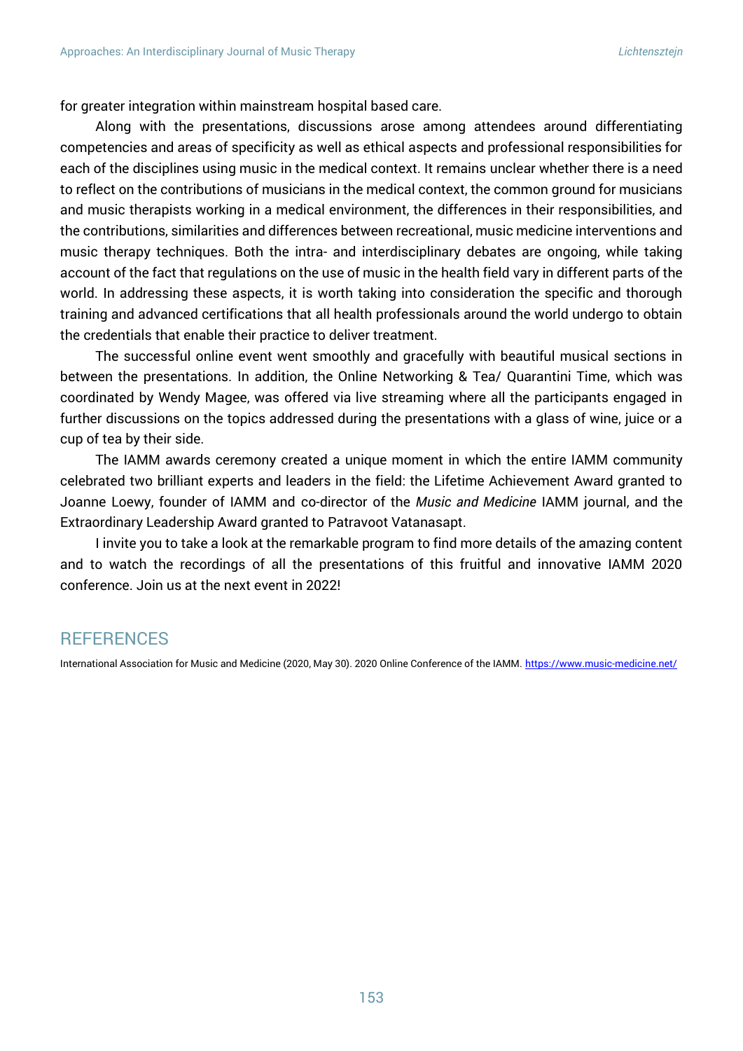for greater integration within mainstream hospital based care.

Along with the presentations, discussions arose among attendees around differentiating competencies and areas of specificity as well as ethical aspects and professional responsibilities for each of the disciplines using music in the medical context. It remains unclear whether there is a need to reflect on the contributions of musicians in the medical context, the common ground for musicians and music therapists working in a medical environment, the differences in their responsibilities, and the contributions, similarities and differences between recreational, music medicine interventions and music therapy techniques. Both the intra- and interdisciplinary debates are ongoing, while taking account of the fact that regulations on the use of music in the health field vary in different parts of the world. In addressing these aspects, it is worth taking into consideration the specific and thorough training and advanced certifications that all health professionals around the world undergo to obtain the credentials that enable their practice to deliver treatment.

The successful online event went smoothly and gracefully with beautiful musical sections in between the presentations. In addition, the Online Networking & Tea/ Quarantini Time, which was coordinated by Wendy Magee, was offered via live streaming where all the participants engaged in further discussions on the topics addressed during the presentations with a glass of wine, juice or a cup of tea by their side.

The IAMM awards ceremony created a unique moment in which the entire IAMM community celebrated two brilliant experts and leaders in the field: the Lifetime Achievement Award granted to Joanne Loewy, founder of IAMM and co-director of the *Music and Medicine* IAMM journal, and the Extraordinary Leadership Award granted to Patravoot Vatanasapt.

I invite you to take a look at the remarkable program to find more details of the amazing content and to watch the recordings of all the presentations of this fruitful and innovative IAMM 2020 conference. Join us at the next event in 2022!

## REFERENCES

International Association for Music and Medicine (2020, May 30). 2020 Online Conference of the IAMM. https://www.music-medicine.net/